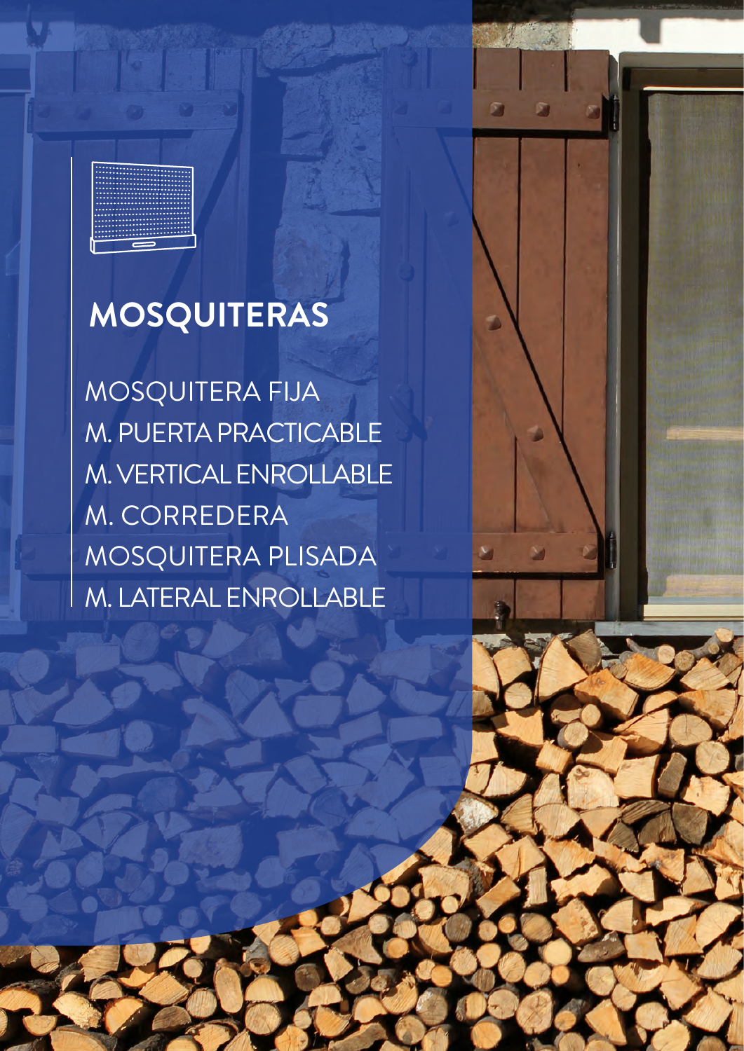# MOSQUITERAS

- MOSQUITERA FIJA
- M. PUERTA PRACTICABLE
- M. VERTICAL ENROLLABLE
- M. CORREDERA
- MOSQUITERA PLISADA
- M. LATERAL ENROLLABLE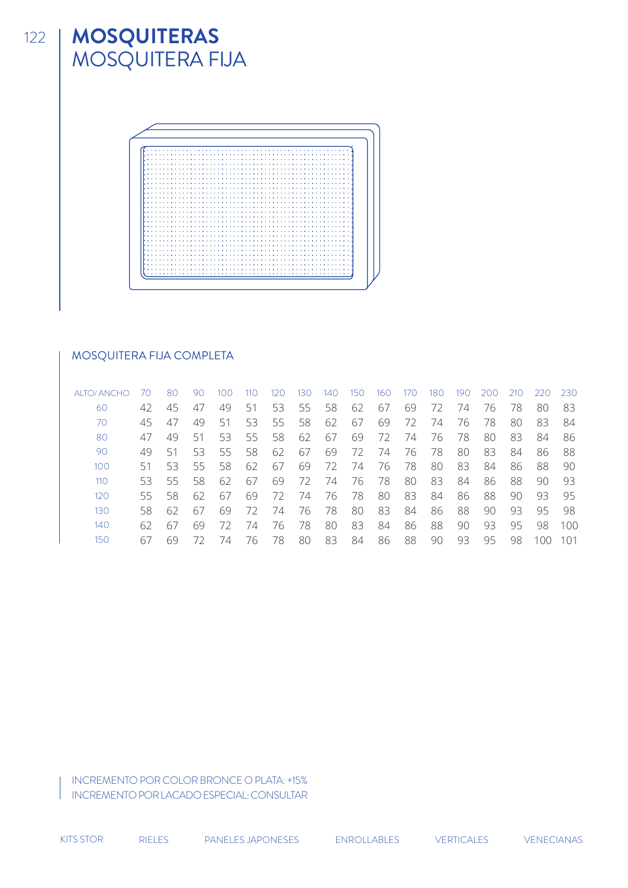# MOSQUITERAS
## MOSQUITERA FIJA

### MOSQUITERA FIJA COMPLETA

| ALTO/ ANCHO | 70 | 80 | 90 | 100 | 110 | 120 | 130 | 140 | 150 | 160 | 170 | 180 | 190 | 200 | 210 | 220 | 230 |
|---|---|---|---|---|---|---|---|---|---|---|---|---|---|---|---|---|---|
| 60 | 42 | 45 | 47 | 49 | 51 | 53 | 55 | 58 | 62 | 67 | 69 | 72 | 74 | 76 | 78 | 80 | 83 |
| 70 | 45 | 47 | 49 | 51 | 53 | 55 | 58 | 62 | 67 | 69 | 72 | 74 | 76 | 78 | 80 | 83 | 84 |
| 80 | 47 | 49 | 51 | 53 | 55 | 58 | 62 | 67 | 69 | 72 | 74 | 76 | 78 | 80 | 83 | 84 | 86 |
| 90 | 49 | 51 | 53 | 55 | 58 | 62 | 67 | 69 | 72 | 74 | 76 | 78 | 80 | 83 | 84 | 86 | 88 |
| 100 | 51 | 53 | 55 | 58 | 62 | 67 | 69 | 72 | 74 | 76 | 78 | 80 | 83 | 84 | 86 | 88 | 90 |
| 110 | 53 | 55 | 58 | 62 | 67 | 69 | 72 | 74 | 76 | 78 | 80 | 83 | 84 | 86 | 88 | 90 | 93 |
| 120 | 55 | 58 | 62 | 67 | 69 | 72 | 74 | 76 | 78 | 80 | 83 | 84 | 86 | 88 | 90 | 93 | 95 |
| 130 | 58 | 62 | 67 | 69 | 72 | 74 | 76 | 78 | 80 | 83 | 84 | 86 | 88 | 90 | 93 | 95 | 98 |
| 140 | 62 | 67 | 69 | 72 | 74 | 76 | 78 | 80 | 83 | 84 | 86 | 88 | 90 | 93 | 95 | 98 | 100 |
| 150 | 67 | 69 | 72 | 74 | 76 | 78 | 80 | 83 | 84 | 86 | 88 | 90 | 93 | 95 | 98 | 100 | 101 |

INCREMENTO POR COLOR BRONCE O PLATA: +15%
INCREMENTO POR LACADO ESPECIAL: CONSULTAR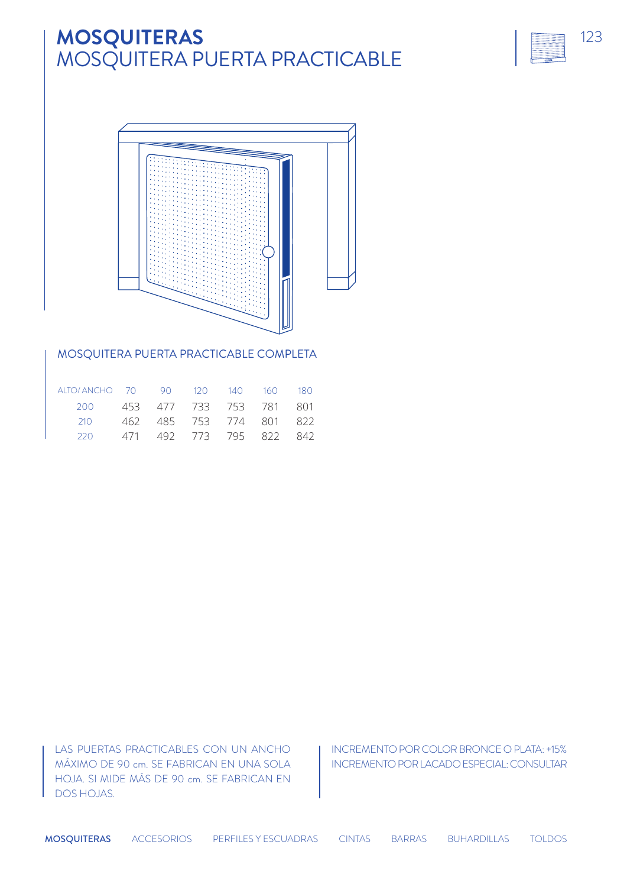# MOSQUITERAS
## MOSQUITERA PUERTA PRACTICABLE

### MOSQUITERA PUERTA PRACTICABLE COMPLETA

| ALTO/ ANCHO | 70 | 90 | 120 | 140 | 160 | 180 |
|---|---|---|---|---|---|---|
| 200 | 453 | 477 | 733 | 753 | 781 | 801 |
| 210 | 462 | 485 | 753 | 774 | 801 | 822 |
| 220 | 471 | 492 | 773 | 795 | 822 | 842 |

LAS PUERTAS PRACTICABLES CON UN ANCHO MÁXIMO DE 90 cm. SE FABRICAN EN UNA SOLA HOJA. SI MIDE MÁS DE 90 cm. SE FABRICAN EN DOS HOJAS.

INCREMENTO POR COLOR BRONCE O PLATA: +15%
INCREMENTO POR LACADO ESPECIAL: CONSULTAR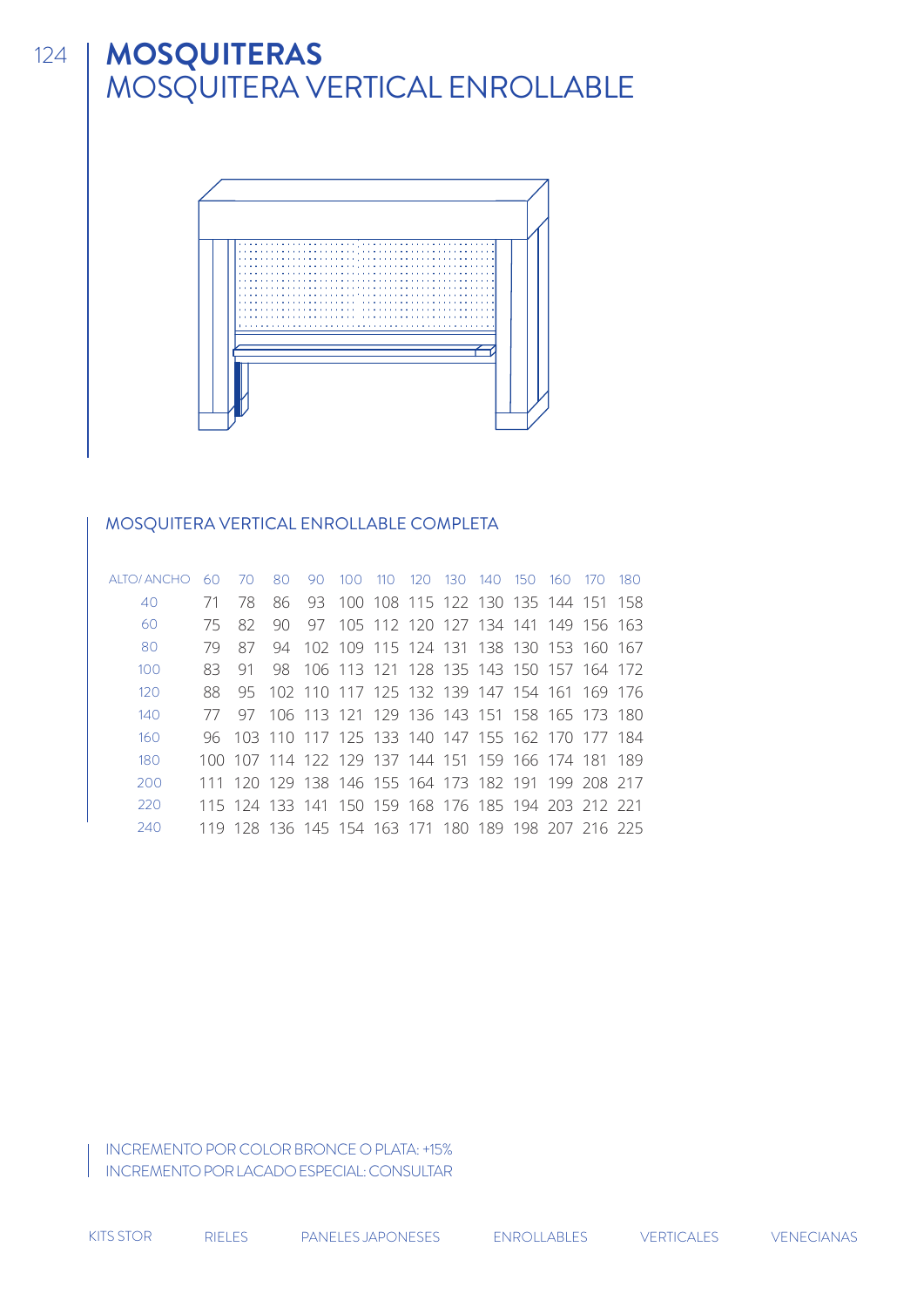# MOSQUITERAS
## MOSQUITERA VERTICAL ENROLLABLE

### MOSQUITERA VERTICAL ENROLLABLE COMPLETA

| ALTO/ ANCHO | 60 | 70 | 80 | 90 | 100 | 110 | 120 | 130 | 140 | 150 | 160 | 170 | 180 |
|---|---|---|---|---|---|---|---|---|---|---|---|---|---|
| 40 | 71 | 78 | 86 | 93 | 100 | 108 | 115 | 122 | 130 | 135 | 144 | 151 | 158 |
| 60 | 75 | 82 | 90 | 97 | 105 | 112 | 120 | 127 | 134 | 141 | 149 | 156 | 163 |
| 80 | 79 | 87 | 94 | 102 | 109 | 115 | 124 | 131 | 138 | 130 | 153 | 160 | 167 |
| 100 | 83 | 91 | 98 | 106 | 113 | 121 | 128 | 135 | 143 | 150 | 157 | 164 | 172 |
| 120 | 88 | 95 | 102 | 110 | 117 | 125 | 132 | 139 | 147 | 154 | 161 | 169 | 176 |
| 140 | 77 | 97 | 106 | 113 | 121 | 129 | 136 | 143 | 151 | 158 | 165 | 173 | 180 |
| 160 | 96 | 103 | 110 | 117 | 125 | 133 | 140 | 147 | 155 | 162 | 170 | 177 | 184 |
| 180 | 100 | 107 | 114 | 122 | 129 | 137 | 144 | 151 | 159 | 166 | 174 | 181 | 189 |
| 200 | 111 | 120 | 129 | 138 | 146 | 155 | 164 | 173 | 182 | 191 | 199 | 208 | 217 |
| 220 | 115 | 124 | 133 | 141 | 150 | 159 | 168 | 176 | 185 | 194 | 203 | 212 | 221 |
| 240 | 119 | 128 | 136 | 145 | 154 | 163 | 171 | 180 | 189 | 198 | 207 | 216 | 225 |

INCREMENTO POR COLOR BRONCE O PLATA: +15%
INCREMENTO POR LACADO ESPECIAL: CONSULTAR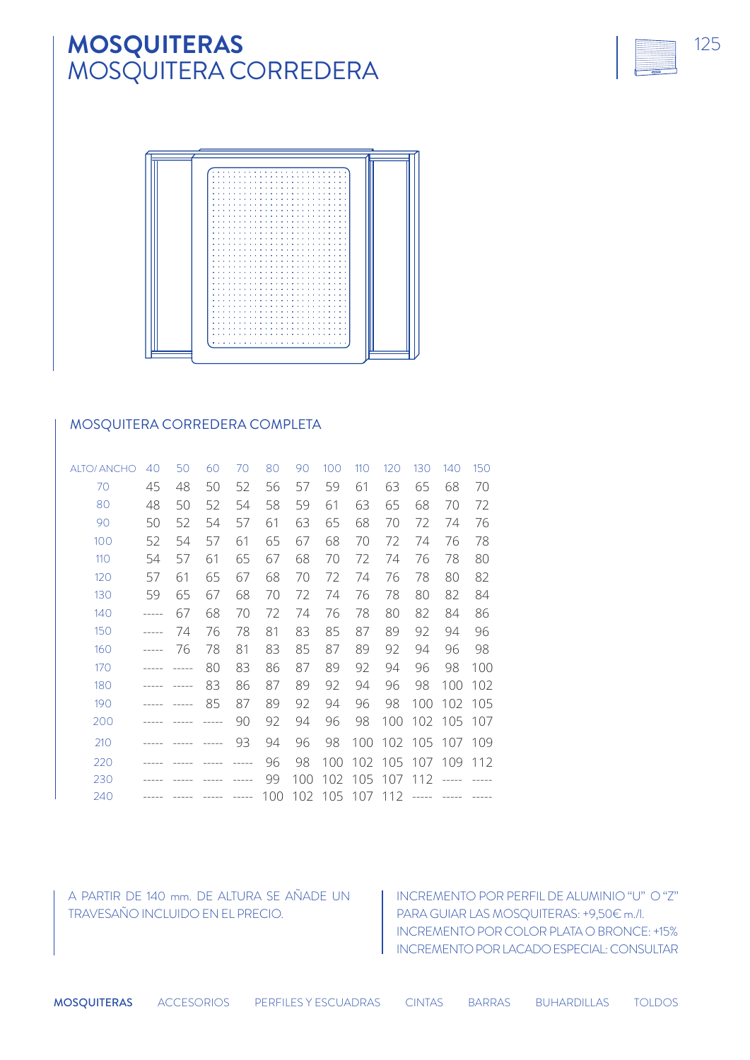# MOSQUITERAS
## MOSQUITERA CORREDERA

### MOSQUITERA CORREDERA COMPLETA

| ALTO/ ANCHO | 40 | 50 | 60 | 70 | 80 | 90 | 100 | 110 | 120 | 130 | 140 | 150 |
|---|---|---|---|---|---|---|---|---|---|---|---|---|
| 70 | 45 | 48 | 50 | 52 | 56 | 57 | 59 | 61 | 63 | 65 | 68 | 70 |
| 80 | 48 | 50 | 52 | 54 | 58 | 59 | 61 | 63 | 65 | 68 | 70 | 72 |
| 90 | 50 | 52 | 54 | 57 | 61 | 63 | 65 | 68 | 70 | 72 | 74 | 76 |
| 100 | 52 | 54 | 57 | 61 | 65 | 67 | 68 | 70 | 72 | 74 | 76 | 78 |
| 110 | 54 | 57 | 61 | 65 | 67 | 68 | 70 | 72 | 74 | 76 | 78 | 80 |
| 120 | 57 | 61 | 65 | 67 | 68 | 70 | 72 | 74 | 76 | 78 | 80 | 82 |
| 130 | 59 | 65 | 67 | 68 | 70 | 72 | 74 | 76 | 78 | 80 | 82 | 84 |
| 140 | ----- | 67 | 68 | 70 | 72 | 74 | 76 | 78 | 80 | 82 | 84 | 86 |
| 150 | ----- | 74 | 76 | 78 | 81 | 83 | 85 | 87 | 89 | 92 | 94 | 96 |
| 160 | ----- | 76 | 78 | 81 | 83 | 85 | 87 | 89 | 92 | 94 | 96 | 98 |
| 170 | ----- | ----- | 80 | 83 | 86 | 87 | 89 | 92 | 94 | 96 | 98 | 100 |
| 180 | ----- | ----- | 83 | 86 | 87 | 89 | 92 | 94 | 96 | 98 | 100 | 102 |
| 190 | ----- | ----- | 85 | 87 | 89 | 92 | 94 | 96 | 98 | 100 | 102 | 105 |
| 200 | ----- | ----- | ----- | 90 | 92 | 94 | 96 | 98 | 100 | 102 | 105 | 107 |
| 210 | ----- | ----- | ----- | 93 | 94 | 96 | 98 | 100 | 102 | 105 | 107 | 109 |
| 220 | ----- | ----- | ----- | ----- | 96 | 98 | 100 | 102 | 105 | 107 | 109 | 112 |
| 230 | ----- | ----- | ----- | ----- | 99 | 100 | 102 | 105 | 107 | 112 | ----- | ----- |
| 240 | ----- | ----- | ----- | ----- | 100 | 102 | 105 | 107 | 112 | ----- | ----- | ----- |

A PARTIR DE 140 mm. DE ALTURA SE AÑADE UN TRAVESAÑO INCLUIDO EN EL PRECIO.

INCREMENTO POR PERFIL DE ALUMINIO "U" O "Z" PARA GUIAR LAS MOSQUITERAS: +9,50€ m./l.
INCREMENTO POR COLOR PLATA O BRONCE: +15%
INCREMENTO POR LACADO ESPECIAL: CONSULTAR

**MOSQUITERAS** ACCESORIOS PERFILES Y ESCUADRAS CINTAS BARRAS BUHARDILLAS TOLDOS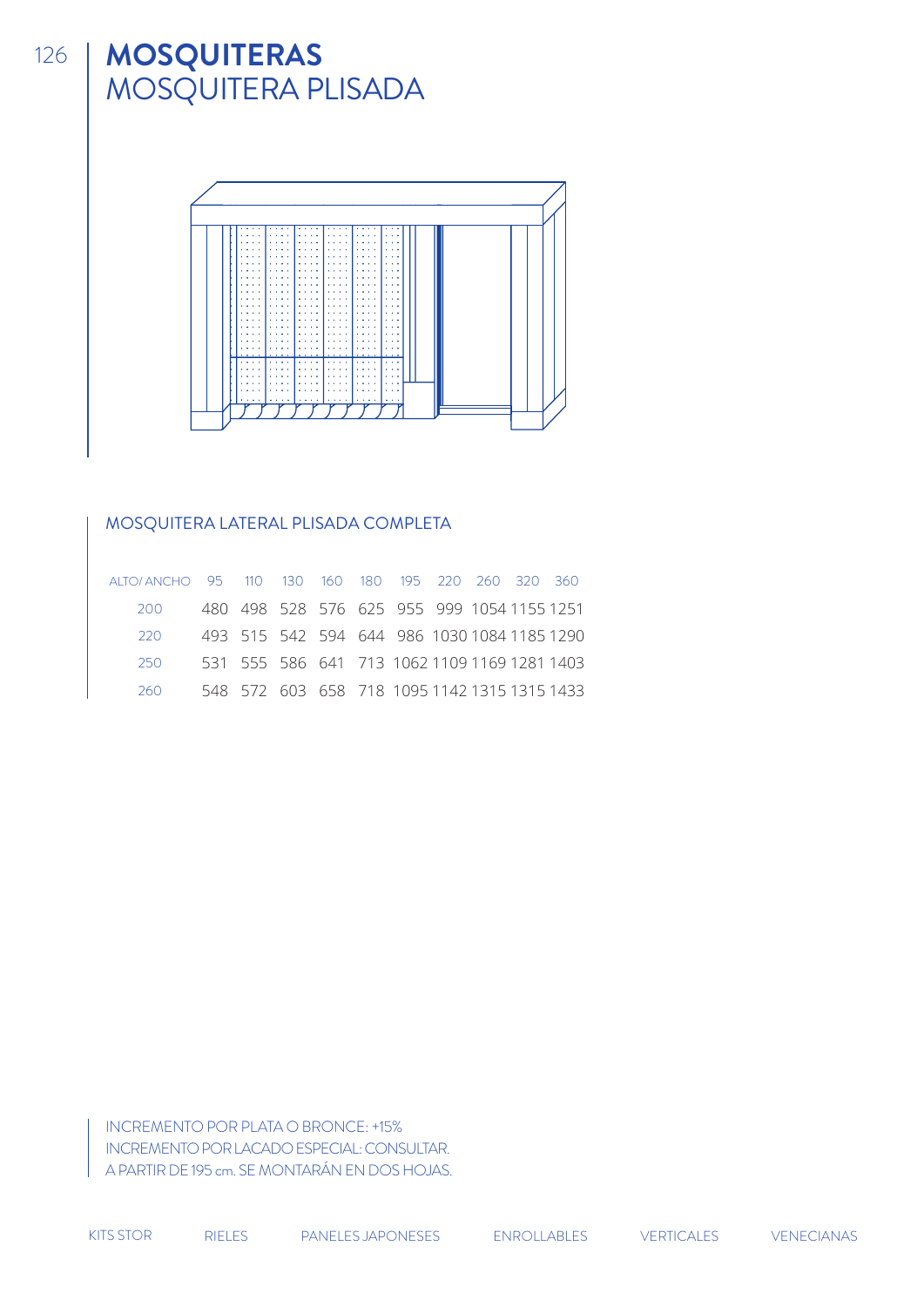# MOSQUITERAS

## MOSQUITERA PLISADA

### MOSQUITERA LATERAL PLISADA COMPLETA

| ALTO/ ANCHO | 95 | 110 | 130 | 160 | 180 | 195 | 220 | 260 | 320 | 360 |
|---|---|---|---|---|---|---|---|---|---|---|
| 200 | 480 | 498 | 528 | 576 | 625 | 955 | 999 | 1054 | 1155 | 1251 |
| 220 | 493 | 515 | 542 | 594 | 644 | 986 | 1030 | 1084 | 1185 | 1290 |
| 250 | 531 | 555 | 586 | 641 | 713 | 1062 | 1109 | 1169 | 1281 | 1403 |
| 260 | 548 | 572 | 603 | 658 | 718 | 1095 | 1142 | 1315 | 1315 | 1433 |

INCREMENTO POR PLATA O BRONCE: +15%
INCREMENTO POR LACADO ESPECIAL: CONSULTAR.
A PARTIR DE 195 cm. SE MONTARÁN EN DOS HOJAS.

KITS STOR RIELES PANELES JAPONESES ENROLLABLES VERTICALES VENECIANAS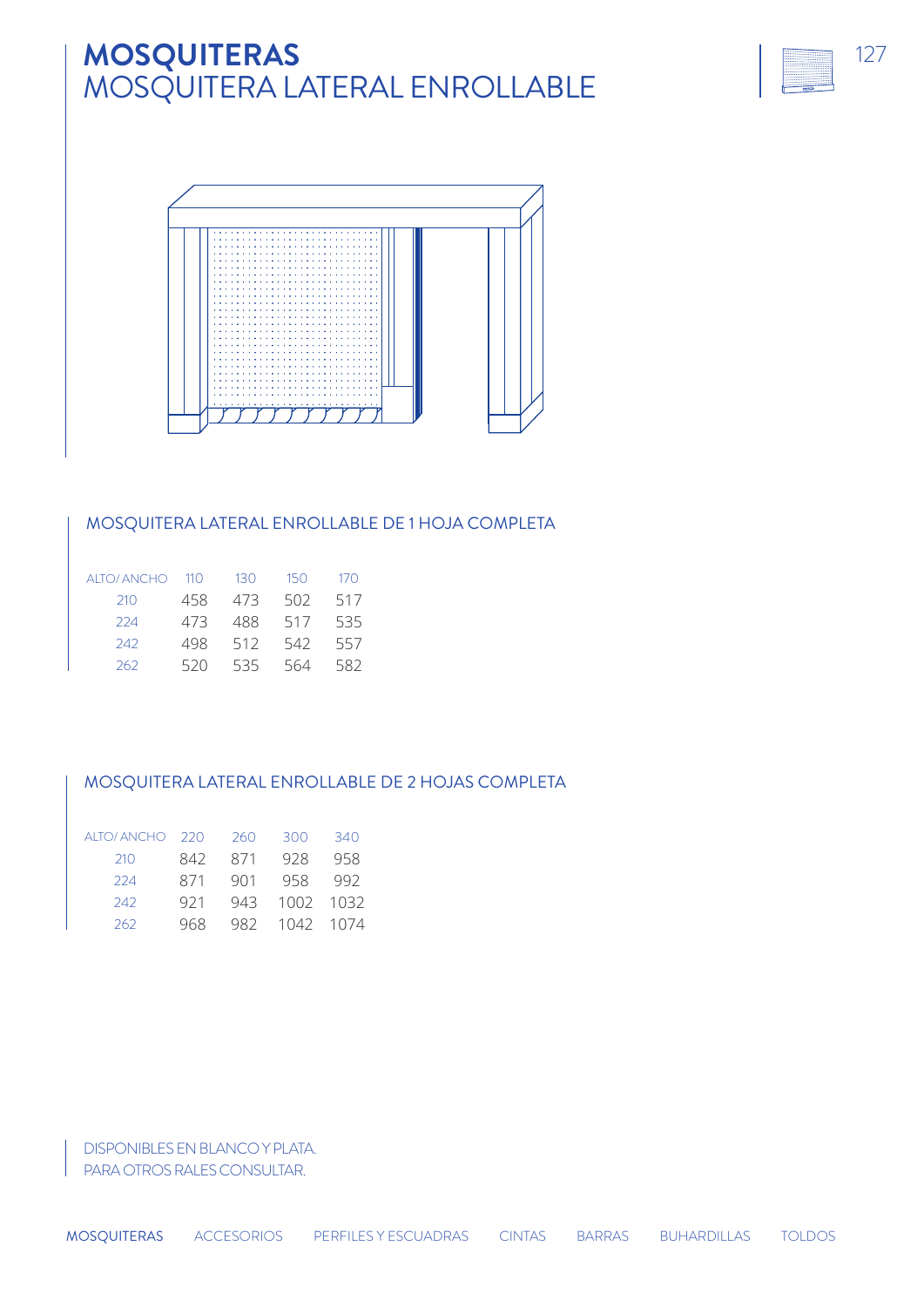# MOSQUITERAS
## MOSQUITERA LATERAL ENROLLABLE

### MOSQUITERA LATERAL ENROLLABLE DE 1 HOJA COMPLETA

| ALTO/ ANCHO | 110 | 130 | 150 | 170 |
|---|---|---|---|---|
| 210 | 458 | 473 | 502 | 517 |
| 224 | 473 | 488 | 517 | 535 |
| 242 | 498 | 512 | 542 | 557 |
| 262 | 520 | 535 | 564 | 582 |

### MOSQUITERA LATERAL ENROLLABLE DE 2 HOJAS COMPLETA

| ALTO/ ANCHO | 220 | 260 | 300 | 340 |
|---|---|---|---|---|
| 210 | 842 | 871 | 928 | 958 |
| 224 | 871 | 901 | 958 | 992 |
| 242 | 921 | 943 | 1002 | 1032 |
| 262 | 968 | 982 | 1042 | 1074 |

DISPONIBLES EN BLANCO Y PLATA.
PARA OTROS RALES CONSULTAR.

MOSQUITERAS ACCESORIOS PERFILES Y ESCUADRAS CINTAS BARRAS BUHARDILLAS TOLDOS